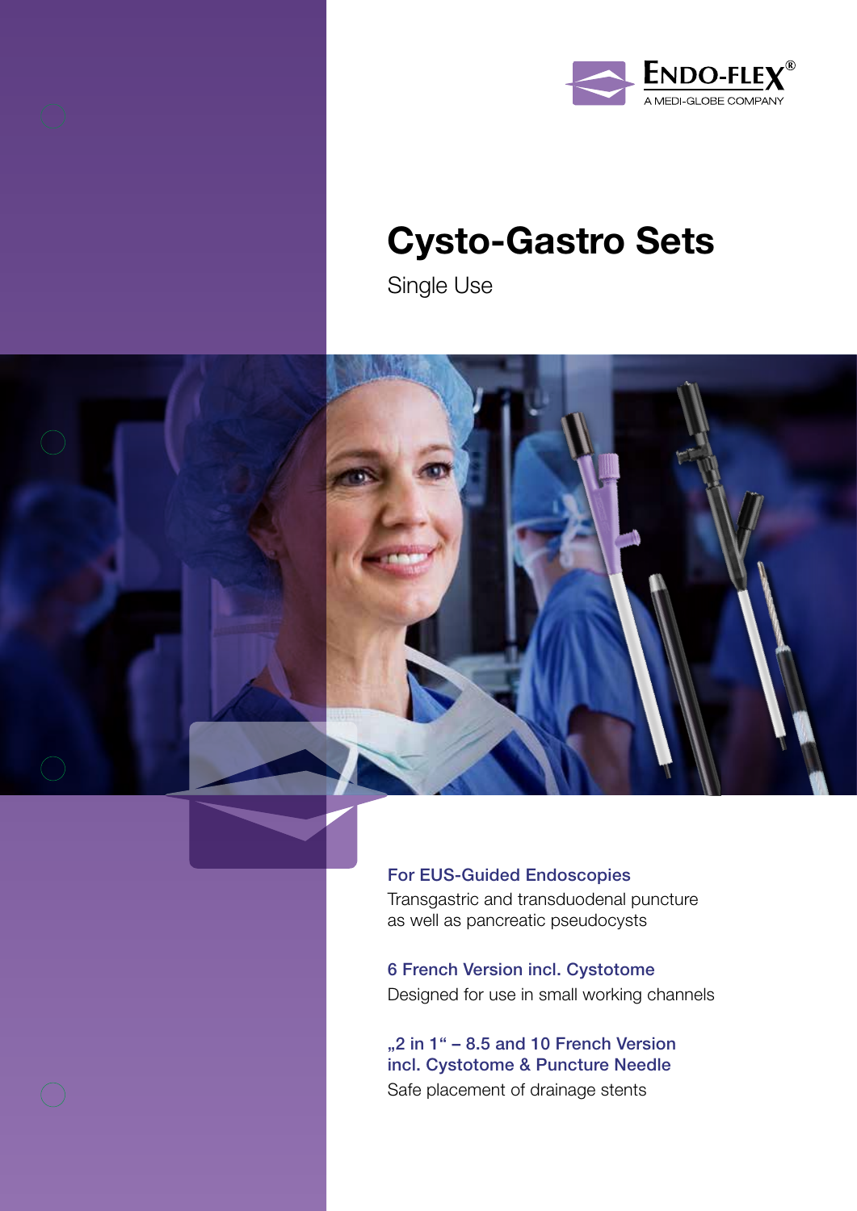ENDO-FLEX®
A MEDI-GLOBE COMPANY

# Cysto-Gastro Sets

Single Use

### For EUS-Guided Endoscopies

Transgastric and transduodenal puncture as well as pancreatic pseudocysts

### 6 French Version incl. Cystotome

Designed for use in small working channels

### „2 in 1“ – 8.5 and 10 French Version incl. Cystotome & Puncture Needle

Safe placement of drainage stents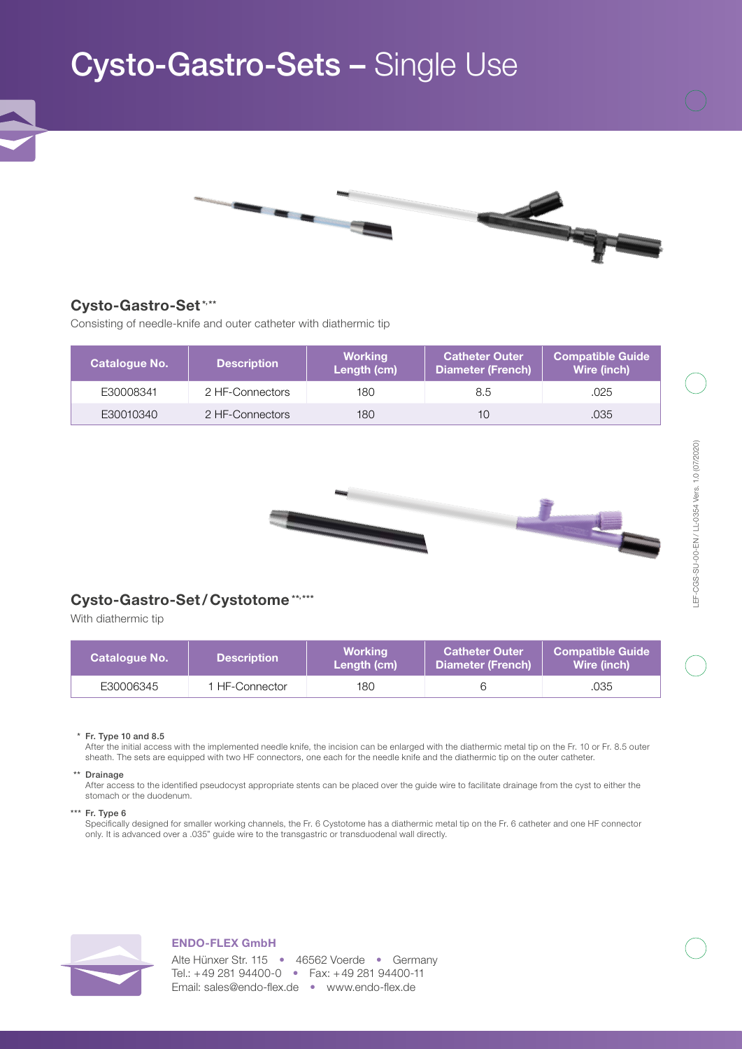# Cysto-Gastro-Sets – Single Use

## Cysto-Gastro-Set *,**

Consisting of needle-knife and outer catheter with diathermic tip

| Catalogue No. | Description | Working Length (cm) | Catheter Outer Diameter (French) | Compatible Guide Wire (inch) |
|---|---|---|---|---|
| E30008341 | 2 HF-Connectors | 180 | 8.5 | .025 |
| E30010340 | 2 HF-Connectors | 180 | 10 | .035 |

## Cysto-Gastro-Set / Cystotome **,***

With diathermic tip

| Catalogue No. | Description | Working Length (cm) | Catheter Outer Diameter (French) | Compatible Guide Wire (inch) |
|---|---|---|---|---|
| E30006345 | 1 HF-Connector | 180 | 6 | .035 |

\* **Fr. Type 10 and 8.5**
After the initial access with the implemented needle knife, the incision can be enlarged with the diathermic metal tip on the Fr. 10 or Fr. 8.5 outer sheath. The sets are equipped with two HF connectors, one each for the needle knife and the diathermic tip on the outer catheter.

** **Drainage**
After access to the identified pseudocyst appropriate stents can be placed over the guide wire to facilitate drainage from the cyst to either the stomach or the duodenum.

*** **Fr. Type 6**
Specifically designed for smaller working channels, the Fr. 6 Cystotome has a diathermic metal tip on the Fr. 6 catheter and one HF connector only. It is advanced over a .035" guide wire to the transgastric or transduodenal wall directly.

LEF-CGS-SU-00-EN / LL-0354 Vers. 1.0 (07/2020)

**ENDO-FLEX GmbH**
Alte Hünxer Str. 115 • 46562 Voerde • Germany
Tel.: +49 281 94400-0 • Fax: +49 281 94400-11
Email: sales@endo-flex.de • www.endo-flex.de